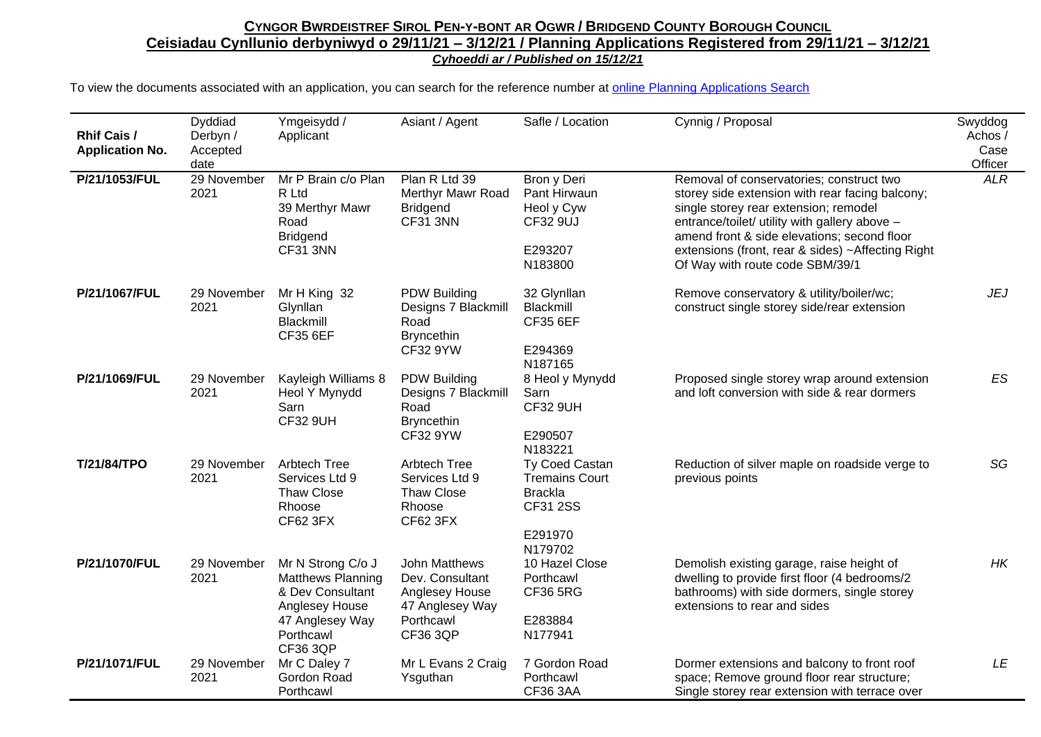**CYNGOR BWRDEISTREF SIROL PEN-Y-BONT AR OGWR / BRIDGEND COUNTY BOROUGH COUNCIL**

**Ceisiadau Cynllunio derbyniwyd o 29/11/21 – 3/12/21 / Planning Applications Registered from 29/11/21 – 3/12/21**

***Cyhoeddi ar / Published on 15/12/21***

To view the documents associated with an application, you can search for the reference number at [online Planning Applications Search]

| Rhif Cais / Application No. | Dyddiad Derbyn / Accepted date | Ymgeisydd / Applicant | Asiant / Agent | Safle / Location | Cynnig / Proposal | Swyddog Achos / Case Officer |
|---|---|---|---|---|---|---|
| **P/21/1053/FUL** | 29 November 2021 | Mr P Brain c/o Plan R Ltd 39 Merthyr Mawr Road Bridgend CF31 3NN | Plan R Ltd 39 Merthyr Mawr Road Bridgend CF31 3NN | Bron y Deri Pant Hirwaun Heol y Cyw CF32 9UJ E293207 N183800 | Removal of conservatories; construct two storey side extension with rear facing balcony; single storey rear extension; remodel entrance/toilet/ utility with gallery above – amend front & side elevations; second floor extensions (front, rear & sides) ~Affecting Right Of Way with route code SBM/39/1 | *ALR* |
| **P/21/1067/FUL** | 29 November 2021 | Mr H King 32 Glynllan Blackmill CF35 6EF | PDW Building Designs 7 Blackmill Road Bryncethin CF32 9YW | 32 Glynllan Blackmill CF35 6EF E294369 N187165 | Remove conservatory & utility/boiler/wc; construct single storey side/rear extension | *JEJ* |
| **P/21/1069/FUL** | 29 November 2021 | Kayleigh Williams 8 Heol Y Mynydd Sarn CF32 9UH | PDW Building Designs 7 Blackmill Road Bryncethin CF32 9YW | 8 Heol y Mynydd Sarn CF32 9UH E290507 N183221 | Proposed single storey wrap around extension and loft conversion with side & rear dormers | *ES* |
| **T/21/84/TPO** | 29 November 2021 | Arbtech Tree Services Ltd 9 Thaw Close Rhoose CF62 3FX | Arbtech Tree Services Ltd 9 Thaw Close Rhoose CF62 3FX | Ty Coed Castan Tremains Court Brackla CF31 2SS E291970 N179702 | Reduction of silver maple on roadside verge to previous points | *SG* |
| **P/21/1070/FUL** | 29 November 2021 | Mr N Strong C/o J Matthews Planning & Dev Consultant Anglesey House 47 Anglesey Way Porthcawl CF36 3QP | John Matthews Dev. Consultant Anglesey House 47 Anglesey Way Porthcawl CF36 3QP | 10 Hazel Close Porthcawl CF36 5RG E283884 N177941 | Demolish existing garage, raise height of dwelling to provide first floor (4 bedrooms/2 bathrooms) with side dormers, single storey extensions to rear and sides | *HK* |
| **P/21/1071/FUL** | 29 November 2021 | Mr C Daley 7 Gordon Road Porthcawl | Mr L Evans 2 Craig Ysguthan | 7 Gordon Road Porthcawl CF36 3AA | Dormer extensions and balcony to front roof space; Remove ground floor rear structure; Single storey rear extension with terrace over | *LE* |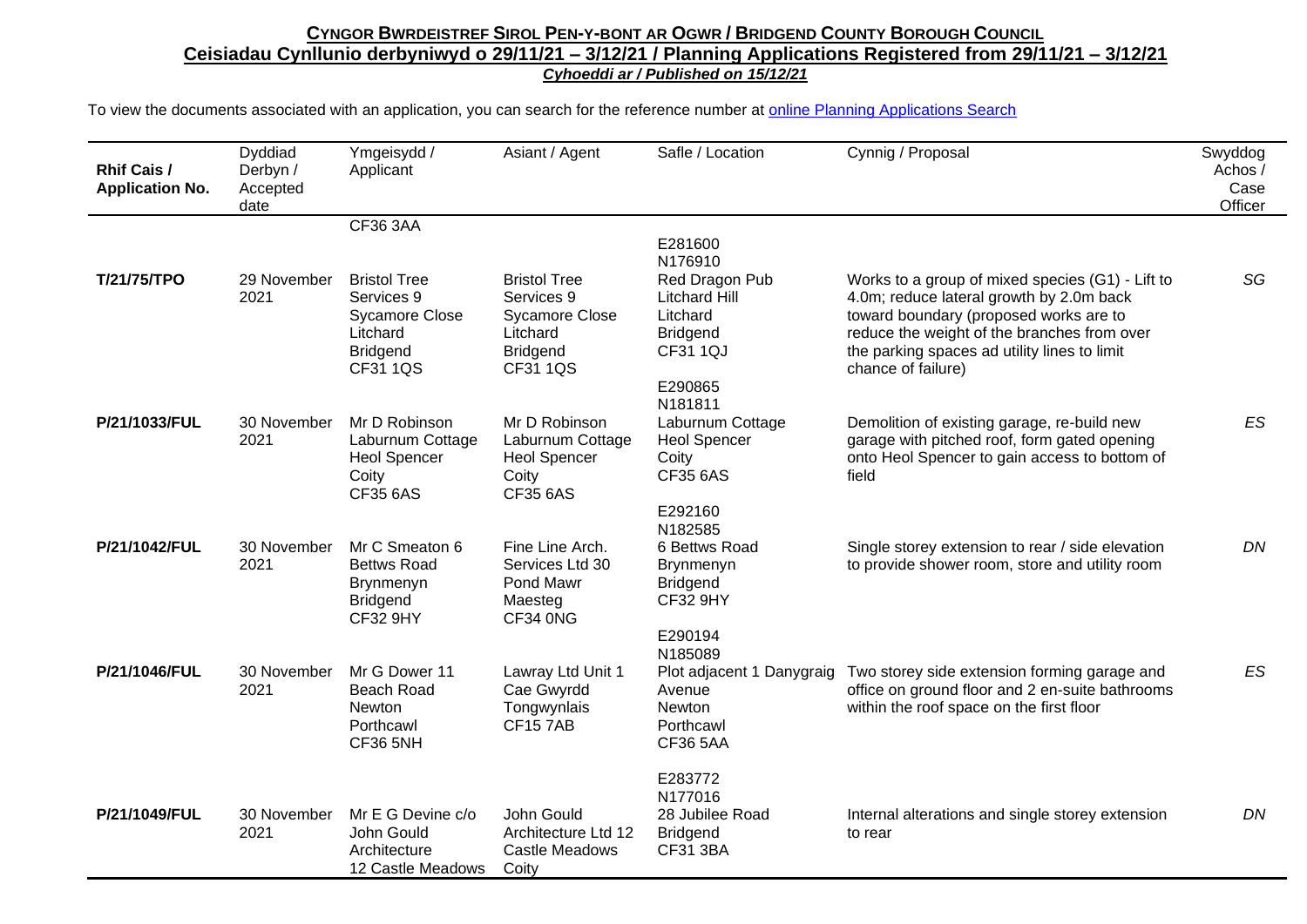**CYNGOR BWRDEISTREF SIROL PEN-Y-BONT AR OGWR / BRIDGEND COUNTY BOROUGH COUNCIL**

**Ceisiadau Cynllunio derbyniwyd o 29/11/21 – 3/12/21 / Planning Applications Registered from 29/11/21 – 3/12/21**

***Cyhoeddi ar / Published on 15/12/21***

To view the documents associated with an application, you can search for the reference number at online Planning Applications Search

| Rhif Cais / Application No. | Dyddiad Derbyn / Accepted date | Ymgeisydd / Applicant | Asiant / Agent | Safle / Location | Cynnig / Proposal | Swyddog Achos / Case Officer |
|---|---|---|---|---|---|---|
| | | CF36 3AA | | | | |
| **T/21/75/TPO** | 29 November 2021 | Bristol Tree Services 9 Sycamore Close Litchard Bridgend CF31 1QS | Bristol Tree Services 9 Sycamore Close Litchard Bridgend CF31 1QS | E281600 N176910 Red Dragon Pub Litchard Hill Litchard Bridgend CF31 1QJ | Works to a group of mixed species (G1) - Lift to 4.0m; reduce lateral growth by 2.0m back toward boundary (proposed works are to reduce the weight of the branches from over the parking spaces ad utility lines to limit chance of failure) | *SG* |
| **P/21/1033/FUL** | 30 November 2021 | Mr D Robinson Laburnum Cottage Heol Spencer Coity CF35 6AS | Mr D Robinson Laburnum Cottage Heol Spencer Coity CF35 6AS | E290865 N181811 Laburnum Cottage Heol Spencer Coity CF35 6AS | Demolition of existing garage, re-build new garage with pitched roof, form gated opening onto Heol Spencer to gain access to bottom of field | *ES* |
| **P/21/1042/FUL** | 30 November 2021 | Mr C Smeaton 6 Bettws Road Brynmenyn Bridgend CF32 9HY | Fine Line Arch. Services Ltd 30 Pond Mawr Maesteg CF34 0NG | E292160 N182585 6 Bettws Road Brynmenyn Bridgend CF32 9HY | Single storey extension to rear / side elevation to provide shower room, store and utility room | *DN* |
| **P/21/1046/FUL** | 30 November 2021 | Mr G Dower 11 Beach Road Newton Porthcawl CF36 5NH | Lawray Ltd Unit 1 Cae Gwyrdd Tongwynlais CF15 7AB | E290194 N185089 Plot adjacent 1 Danygraig Avenue Newton Porthcawl CF36 5AA | Two storey side extension forming garage and office on ground floor and 2 en-suite bathrooms within the roof space on the first floor | *ES* |
| **P/21/1049/FUL** | 30 November 2021 | Mr E G Devine c/o John Gould Architecture 12 Castle Meadows | John Gould Architecture Ltd 12 Castle Meadows Coity | E283772 N177016 28 Jubilee Road Bridgend CF31 3BA | Internal alterations and single storey extension to rear | *DN* |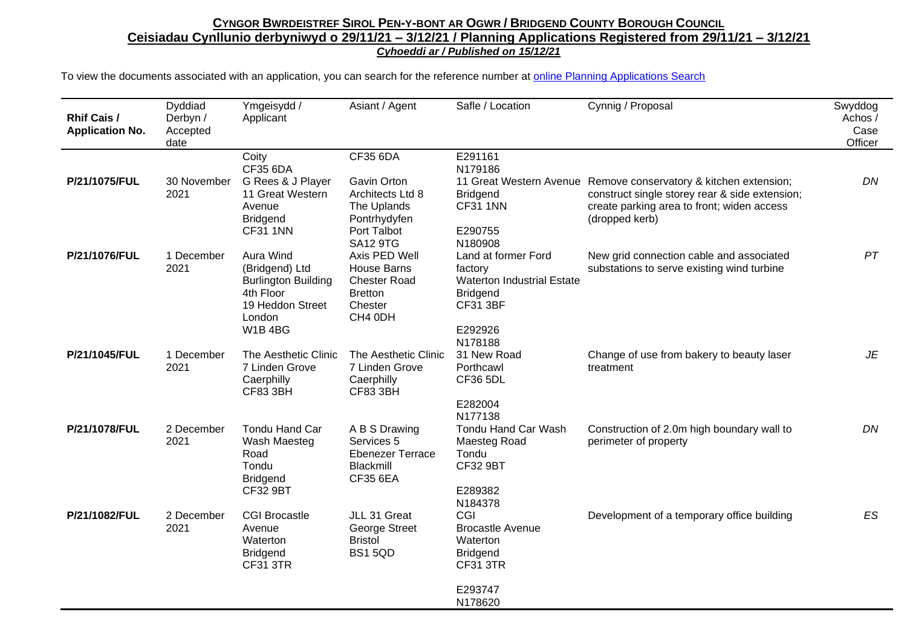**CYNGOR BWRDEISTREF SIROL PEN-Y-BONT AR OGWR / BRIDGEND COUNTY BOROUGH COUNCIL**

**Ceisiadau Cynllunio derbyniwyd o 29/11/21 – 3/12/21 / Planning Applications Registered from 29/11/21 – 3/12/21**

***Cyhoeddi ar / Published on 15/12/21***

To view the documents associated with an application, you can search for the reference number at online Planning Applications Search

| Rhif Cais / Application No. | Dyddiad Derbyn / Accepted date | Ymgeisydd / Applicant | Asiant / Agent | Safle / Location | Cynnig / Proposal | Swyddog Achos / Case Officer |
|---|---|---|---|---|---|---|
| | | Coity CF35 6DA | CF35 6DA | E291161 N179186 | | |
| **P/21/1075/FUL** | 30 November 2021 | G Rees & J Player 11 Great Western Avenue Bridgend CF31 1NN | Gavin Orton Architects Ltd 8 The Uplands Pontrhydyfen Port Talbot SA12 9TG | 11 Great Western Avenue Bridgend CF31 1NN E290755 N180908 | Remove conservatory & kitchen extension; construct single storey rear & side extension; create parking area to front; widen access (dropped kerb) | *DN* |
| **P/21/1076/FUL** | 1 December 2021 | Aura Wind (Bridgend) Ltd Burlington Building 4th Floor 19 Heddon Street London W1B 4BG | Axis PED Well House Barns Chester Road Bretton Chester CH4 0DH | Land at former Ford factory Waterton Industrial Estate Bridgend CF31 3BF E292926 N178188 | New grid connection cable and associated substations to serve existing wind turbine | *PT* |
| **P/21/1045/FUL** | 1 December 2021 | The Aesthetic Clinic 7 Linden Grove Caerphilly CF83 3BH | The Aesthetic Clinic 7 Linden Grove Caerphilly CF83 3BH | 31 New Road Porthcawl CF36 5DL E282004 N177138 | Change of use from bakery to beauty laser treatment | *JE* |
| **P/21/1078/FUL** | 2 December 2021 | Tondu Hand Car Wash Maesteg Road Tondu Bridgend CF32 9BT | A B S Drawing Services 5 Ebenezer Terrace Blackmill CF35 6EA | Tondu Hand Car Wash Maesteg Road Tondu CF32 9BT E289382 N184378 | Construction of 2.0m high boundary wall to perimeter of property | *DN* |
| **P/21/1082/FUL** | 2 December 2021 | CGI Brocastle Avenue Waterton Bridgend CF31 3TR | JLL 31 Great George Street Bristol BS1 5QD | CGI Brocastle Avenue Waterton Bridgend CF31 3TR E293747 N178620 | Development of a temporary office building | *ES* |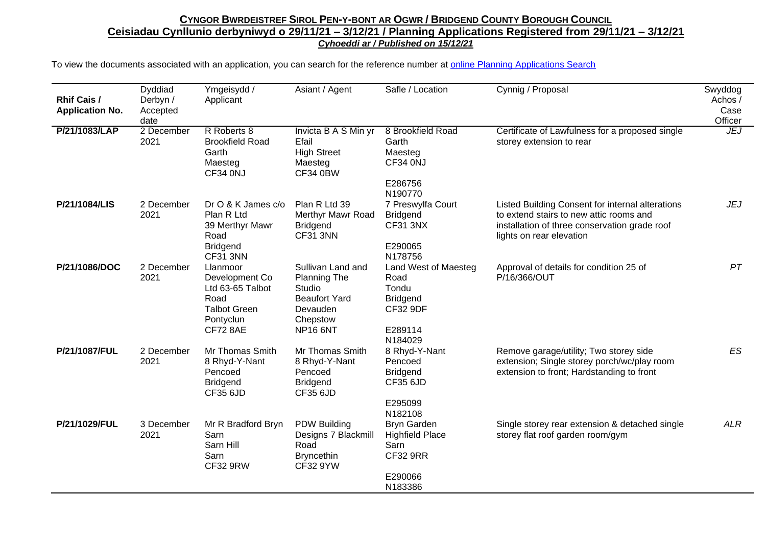**CYNGOR BWRDEISTREF SIROL PEN-Y-BONT AR OGWR / BRIDGEND COUNTY BOROUGH COUNCIL**
**Ceisiadau Cynllunio derbyniwyd o 29/11/21 – 3/12/21 / Planning Applications Registered from 29/11/21 – 3/12/21**
***Cyhoeddi ar / Published on 15/12/21***

To view the documents associated with an application, you can search for the reference number at online Planning Applications Search

| Rhif Cais / Application No. | Dyddiad Derbyn / Accepted date | Ymgeisydd / Applicant | Asiant / Agent | Safle / Location | Cynnig / Proposal | Swyddog Achos / Case Officer |
|---|---|---|---|---|---|---|
| **P/21/1083/LAP** | 2 December 2021 | R Roberts 8 Brookfield Road Garth Maesteg CF34 0NJ | Invicta B A S Min yr Efail High Street Maesteg CF34 0BW | 8 Brookfield Road Garth Maesteg CF34 0NJ E286756 N190770 | Certificate of Lawfulness for a proposed single storey extension to rear | *JEJ* |
| **P/21/1084/LIS** | 2 December 2021 | Dr O & K James c/o Plan R Ltd 39 Merthyr Mawr Road Bridgend CF31 3NN | Plan R Ltd 39 Merthyr Mawr Road Bridgend CF31 3NN | 7 Preswylfa Court Bridgend CF31 3NX E290065 N178756 | Listed Building Consent for internal alterations to extend stairs to new attic rooms and installation of three conservation grade roof lights on rear elevation | *JEJ* |
| **P/21/1086/DOC** | 2 December 2021 | Llanmoor Development Co Ltd 63-65 Talbot Road Talbot Green Pontyclun CF72 8AE | Sullivan Land and Planning The Studio Beaufort Yard Devauden Chepstow NP16 6NT | Land West of Maesteg Road Tondu Bridgend CF32 9DF E289114 N184029 | Approval of details for condition 25 of P/16/366/OUT | *PT* |
| **P/21/1087/FUL** | 2 December 2021 | Mr Thomas Smith 8 Rhyd-Y-Nant Pencoed Bridgend CF35 6JD | Mr Thomas Smith 8 Rhyd-Y-Nant Pencoed Bridgend CF35 6JD | 8 Rhyd-Y-Nant Pencoed Bridgend CF35 6JD E295099 N182108 | Remove garage/utility; Two storey side extension; Single storey porch/wc/play room extension to front; Hardstanding to front | *ES* |
| **P/21/1029/FUL** | 3 December 2021 | Mr R Bradford Bryn Sarn Sarn Hill Sarn CF32 9RW | PDW Building Designs 7 Blackmill Road Bryncethin CF32 9YW | Bryn Garden Highfield Place Sarn CF32 9RR E290066 N183386 | Single storey rear extension & detached single storey flat roof garden room/gym | *ALR* |